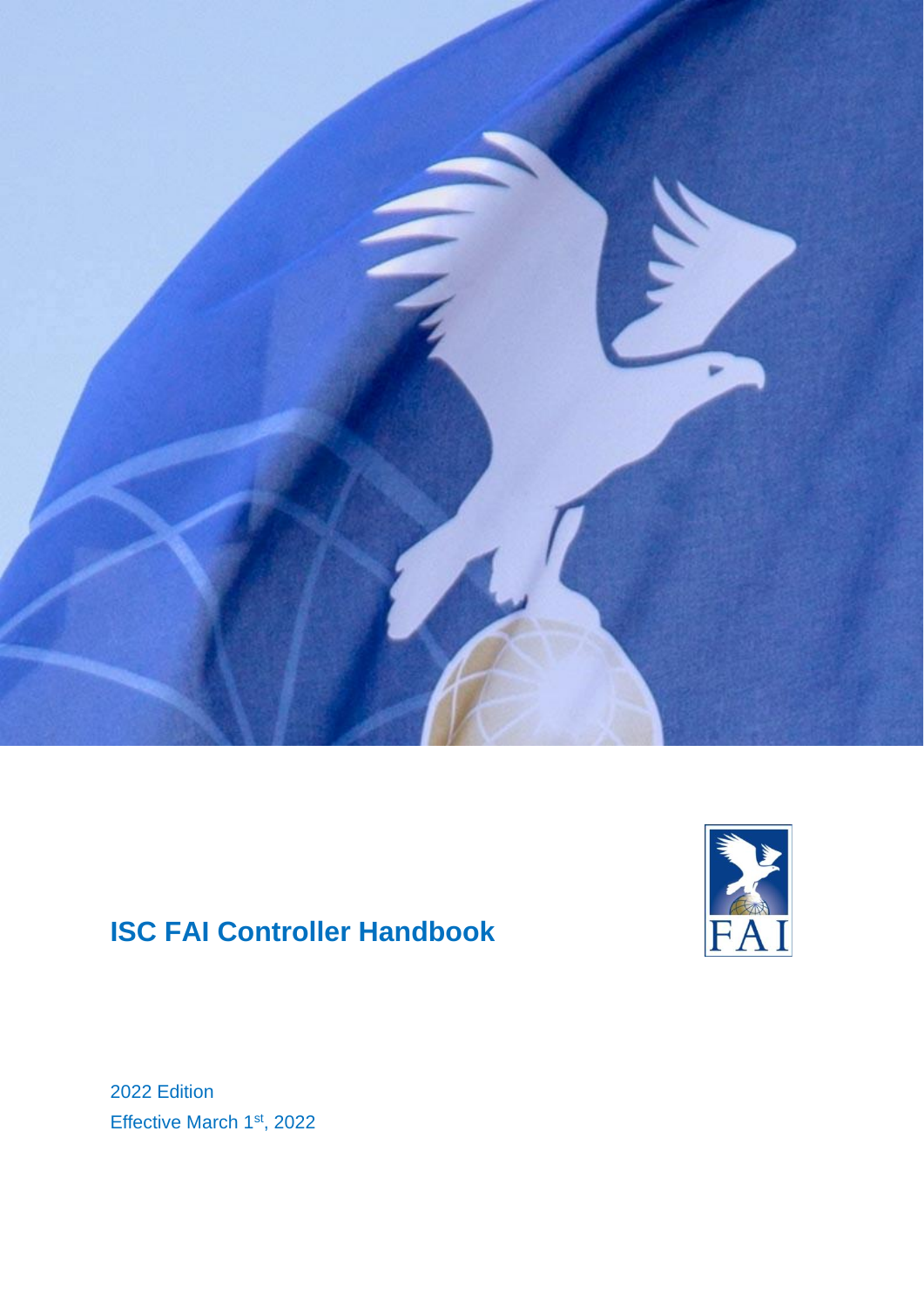# ISC FAI Controller Handbook

2022 Edition

Effective March 1st, 2022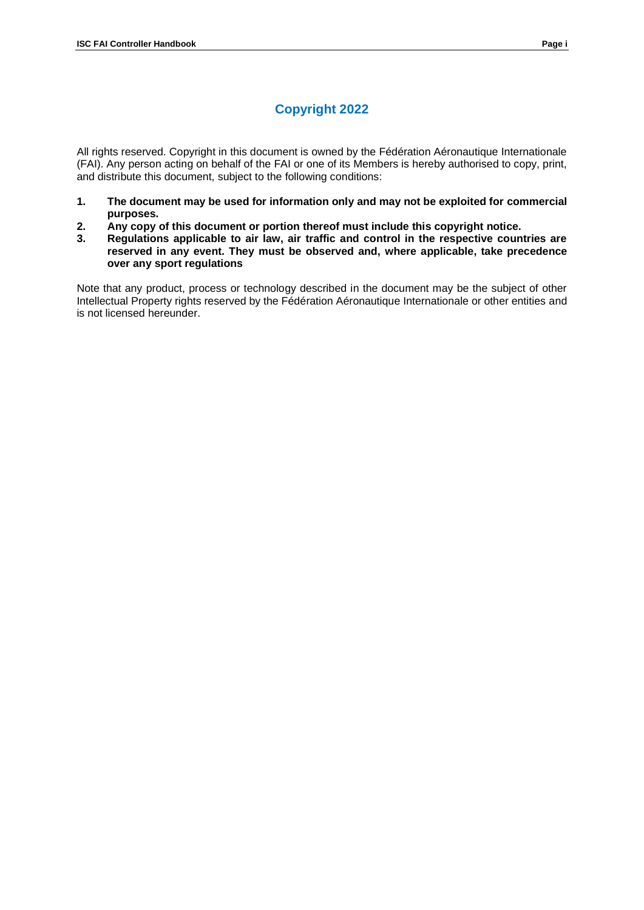# Copyright 2022

All rights reserved. Copyright in this document is owned by the Fédération Aéronautique Internationale (FAI). Any person acting on behalf of the FAI or one of its Members is hereby authorised to copy, print, and distribute this document, subject to the following conditions:

1. **The document may be used for information only and may not be exploited for commercial purposes.**
2. **Any copy of this document or portion thereof must include this copyright notice.**
3. **Regulations applicable to air law, air traffic and control in the respective countries are reserved in any event. They must be observed and, where applicable, take precedence over any sport regulations**

Note that any product, process or technology described in the document may be the subject of other Intellectual Property rights reserved by the Fédération Aéronautique Internationale or other entities and is not licensed hereunder.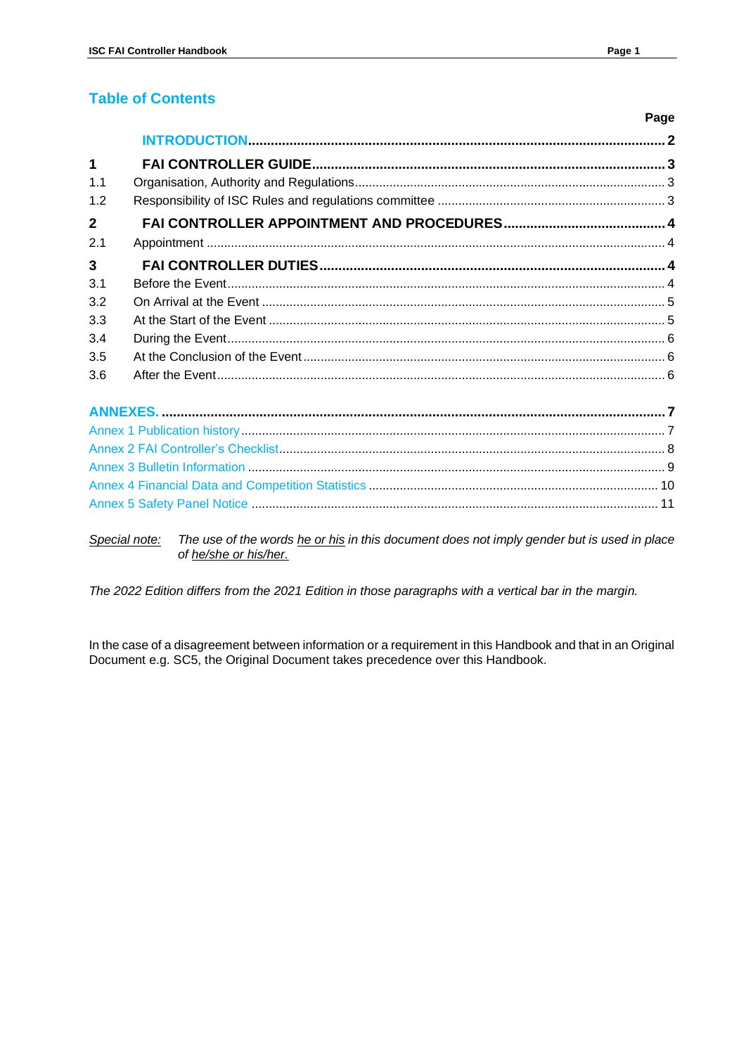## Table of Contents

| | | Page |
|---|---|---|
| | **INTRODUCTION** | **2** |
| **1** | **FAI CONTROLLER GUIDE** | **3** |
| 1.1 | Organisation, Authority and Regulations | 3 |
| 1.2 | Responsibility of ISC Rules and regulations committee | 3 |
| **2** | **FAI CONTROLLER APPOINTMENT AND PROCEDURES** | **4** |
| 2.1 | Appointment | 4 |
| **3** | **FAI CONTROLLER DUTIES** | **4** |
| 3.1 | Before the Event | 4 |
| 3.2 | On Arrival at the Event | 5 |
| 3.3 | At the Start of the Event | 5 |
| 3.4 | During the Event | 6 |
| 3.5 | At the Conclusion of the Event | 6 |
| 3.6 | After the Event | 6 |
| | **ANNEXES.** | **7** |
| | Annex 1 Publication history | 7 |
| | Annex 2 FAI Controller's Checklist | 8 |
| | Annex 3 Bulletin Information | 9 |
| | Annex 4 Financial Data and Competition Statistics | 10 |
| | Annex 5 Safety Panel Notice | 11 |

*Special note:* *The use of the words he or his in this document does not imply gender but is used in place of he/she or his/her.*

*The 2022 Edition differs from the 2021 Edition in those paragraphs with a vertical bar in the margin.*

In the case of a disagreement between information or a requirement in this Handbook and that in an Original Document e.g. SC5, the Original Document takes precedence over this Handbook.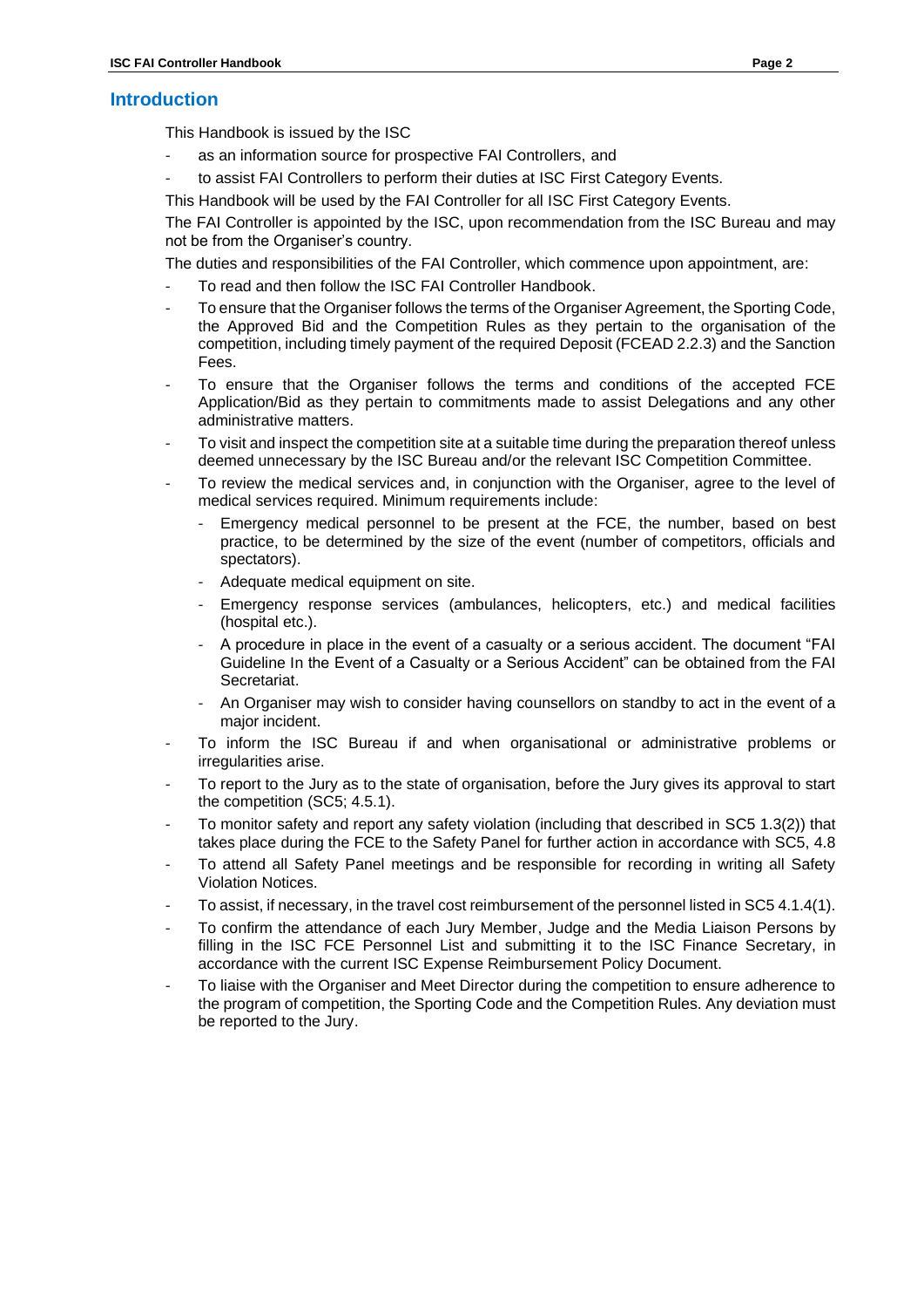## Introduction

This Handbook is issued by the ISC

- as an information source for prospective FAI Controllers, and
- to assist FAI Controllers to perform their duties at ISC First Category Events.

This Handbook will be used by the FAI Controller for all ISC First Category Events.

The FAI Controller is appointed by the ISC, upon recommendation from the ISC Bureau and may not be from the Organiser's country.

The duties and responsibilities of the FAI Controller, which commence upon appointment, are:

- To read and then follow the ISC FAI Controller Handbook.
- To ensure that the Organiser follows the terms of the Organiser Agreement, the Sporting Code, the Approved Bid and the Competition Rules as they pertain to the organisation of the competition, including timely payment of the required Deposit (FCEAD 2.2.3) and the Sanction Fees.
- To ensure that the Organiser follows the terms and conditions of the accepted FCE Application/Bid as they pertain to commitments made to assist Delegations and any other administrative matters.
- To visit and inspect the competition site at a suitable time during the preparation thereof unless deemed unnecessary by the ISC Bureau and/or the relevant ISC Competition Committee.
- To review the medical services and, in conjunction with the Organiser, agree to the level of medical services required. Minimum requirements include:
  - Emergency medical personnel to be present at the FCE, the number, based on best practice, to be determined by the size of the event (number of competitors, officials and spectators).
  - Adequate medical equipment on site.
  - Emergency response services (ambulances, helicopters, etc.) and medical facilities (hospital etc.).
  - A procedure in place in the event of a casualty or a serious accident. The document "FAI Guideline In the Event of a Casualty or a Serious Accident" can be obtained from the FAI Secretariat.
  - An Organiser may wish to consider having counsellors on standby to act in the event of a major incident.
- To inform the ISC Bureau if and when organisational or administrative problems or irregularities arise.
- To report to the Jury as to the state of organisation, before the Jury gives its approval to start the competition (SC5; 4.5.1).
- To monitor safety and report any safety violation (including that described in SC5 1.3(2)) that takes place during the FCE to the Safety Panel for further action in accordance with SC5, 4.8
- To attend all Safety Panel meetings and be responsible for recording in writing all Safety Violation Notices.
- To assist, if necessary, in the travel cost reimbursement of the personnel listed in SC5 4.1.4(1).
- To confirm the attendance of each Jury Member, Judge and the Media Liaison Persons by filling in the ISC FCE Personnel List and submitting it to the ISC Finance Secretary, in accordance with the current ISC Expense Reimbursement Policy Document.
- To liaise with the Organiser and Meet Director during the competition to ensure adherence to the program of competition, the Sporting Code and the Competition Rules. Any deviation must be reported to the Jury.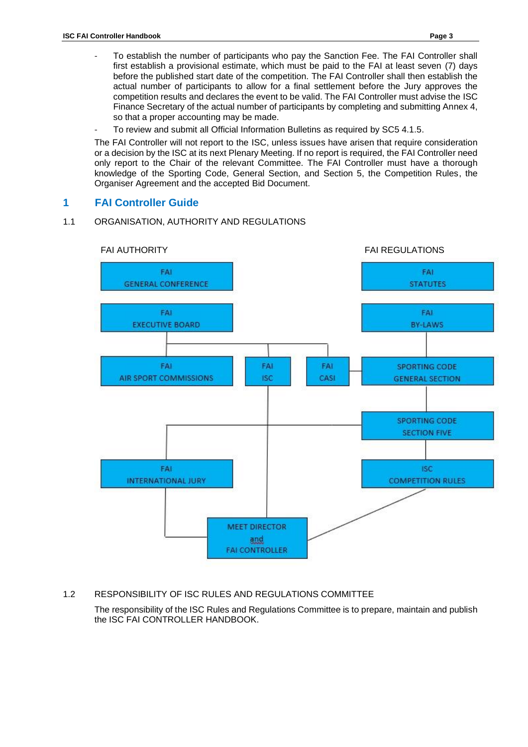- To establish the number of participants who pay the Sanction Fee. The FAI Controller shall first establish a provisional estimate, which must be paid to the FAI at least seven (7) days before the published start date of the competition. The FAI Controller shall then establish the actual number of participants to allow for a final settlement before the Jury approves the competition results and declares the event to be valid. The FAI Controller must advise the ISC Finance Secretary of the actual number of participants by completing and submitting Annex 4, so that a proper accounting may be made.
- To review and submit all Official Information Bulletins as required by SC5 4.1.5.

The FAI Controller will not report to the ISC, unless issues have arisen that require consideration or a decision by the ISC at its next Plenary Meeting. If no report is required, the FAI Controller need only report to the Chair of the relevant Committee. The FAI Controller must have a thorough knowledge of the Sporting Code, General Section, and Section 5, the Competition Rules, the Organiser Agreement and the accepted Bid Document.

# 1 FAI Controller Guide

## 1.1 ORGANISATION, AUTHORITY AND REGULATIONS

FAI AUTHORITY

FAI GENERAL CONFERENCE

FAI EXECUTIVE BOARD

FAI AIR SPORT COMMISSIONS

FAI ISC

FAI CASI

FAI INTERNATIONAL JURY

MEET DIRECTOR and FAI CONTROLLER

FAI REGULATIONS

FAI STATUTES

FAI BY-LAWS

SPORTING CODE GENERAL SECTION

SPORTING CODE SECTION FIVE

ISC COMPETITION RULES

## 1.2 RESPONSIBILITY OF ISC RULES AND REGULATIONS COMMITTEE

The responsibility of the ISC Rules and Regulations Committee is to prepare, maintain and publish the ISC FAI CONTROLLER HANDBOOK.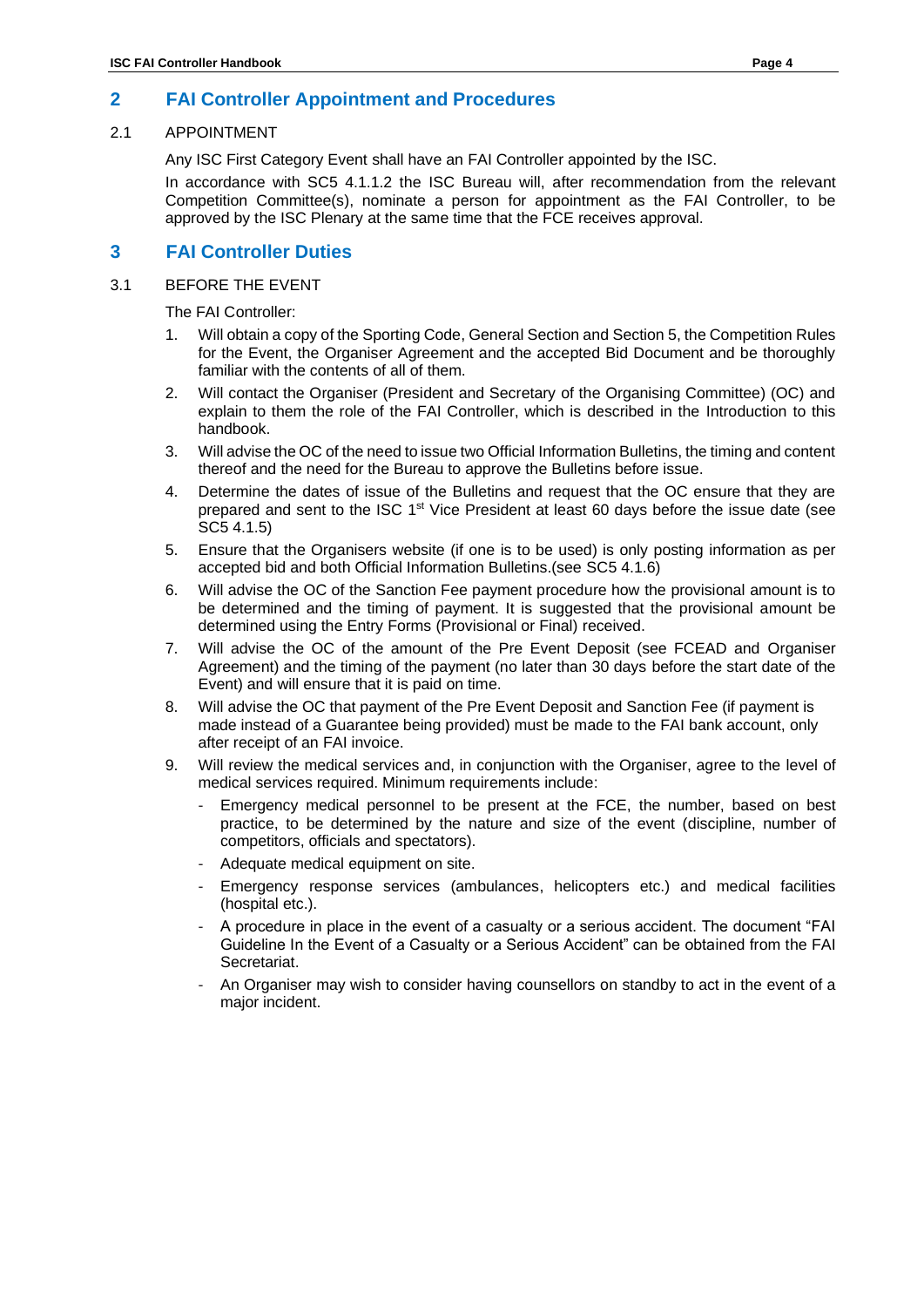## 2 FAI Controller Appointment and Procedures

### 2.1 APPOINTMENT

Any ISC First Category Event shall have an FAI Controller appointed by the ISC.

In accordance with SC5 4.1.1.2 the ISC Bureau will, after recommendation from the relevant Competition Committee(s), nominate a person for appointment as the FAI Controller, to be approved by the ISC Plenary at the same time that the FCE receives approval.

## 3 FAI Controller Duties

### 3.1 BEFORE THE EVENT

The FAI Controller:

1. Will obtain a copy of the Sporting Code, General Section and Section 5, the Competition Rules for the Event, the Organiser Agreement and the accepted Bid Document and be thoroughly familiar with the contents of all of them.
2. Will contact the Organiser (President and Secretary of the Organising Committee) (OC) and explain to them the role of the FAI Controller, which is described in the Introduction to this handbook.
3. Will advise the OC of the need to issue two Official Information Bulletins, the timing and content thereof and the need for the Bureau to approve the Bulletins before issue.
4. Determine the dates of issue of the Bulletins and request that the OC ensure that they are prepared and sent to the ISC 1st Vice President at least 60 days before the issue date (see SC5 4.1.5)
5. Ensure that the Organisers website (if one is to be used) is only posting information as per accepted bid and both Official Information Bulletins.(see SC5 4.1.6)
6. Will advise the OC of the Sanction Fee payment procedure how the provisional amount is to be determined and the timing of payment. It is suggested that the provisional amount be determined using the Entry Forms (Provisional or Final) received.
7. Will advise the OC of the amount of the Pre Event Deposit (see FCEAD and Organiser Agreement) and the timing of the payment (no later than 30 days before the start date of the Event) and will ensure that it is paid on time.
8. Will advise the OC that payment of the Pre Event Deposit and Sanction Fee (if payment is made instead of a Guarantee being provided) must be made to the FAI bank account, only after receipt of an FAI invoice.
9. Will review the medical services and, in conjunction with the Organiser, agree to the level of medical services required. Minimum requirements include:
   - Emergency medical personnel to be present at the FCE, the number, based on best practice, to be determined by the nature and size of the event (discipline, number of competitors, officials and spectators).
   - Adequate medical equipment on site.
   - Emergency response services (ambulances, helicopters etc.) and medical facilities (hospital etc.).
   - A procedure in place in the event of a casualty or a serious accident. The document "FAI Guideline In the Event of a Casualty or a Serious Accident" can be obtained from the FAI Secretariat.
   - An Organiser may wish to consider having counsellors on standby to act in the event of a major incident.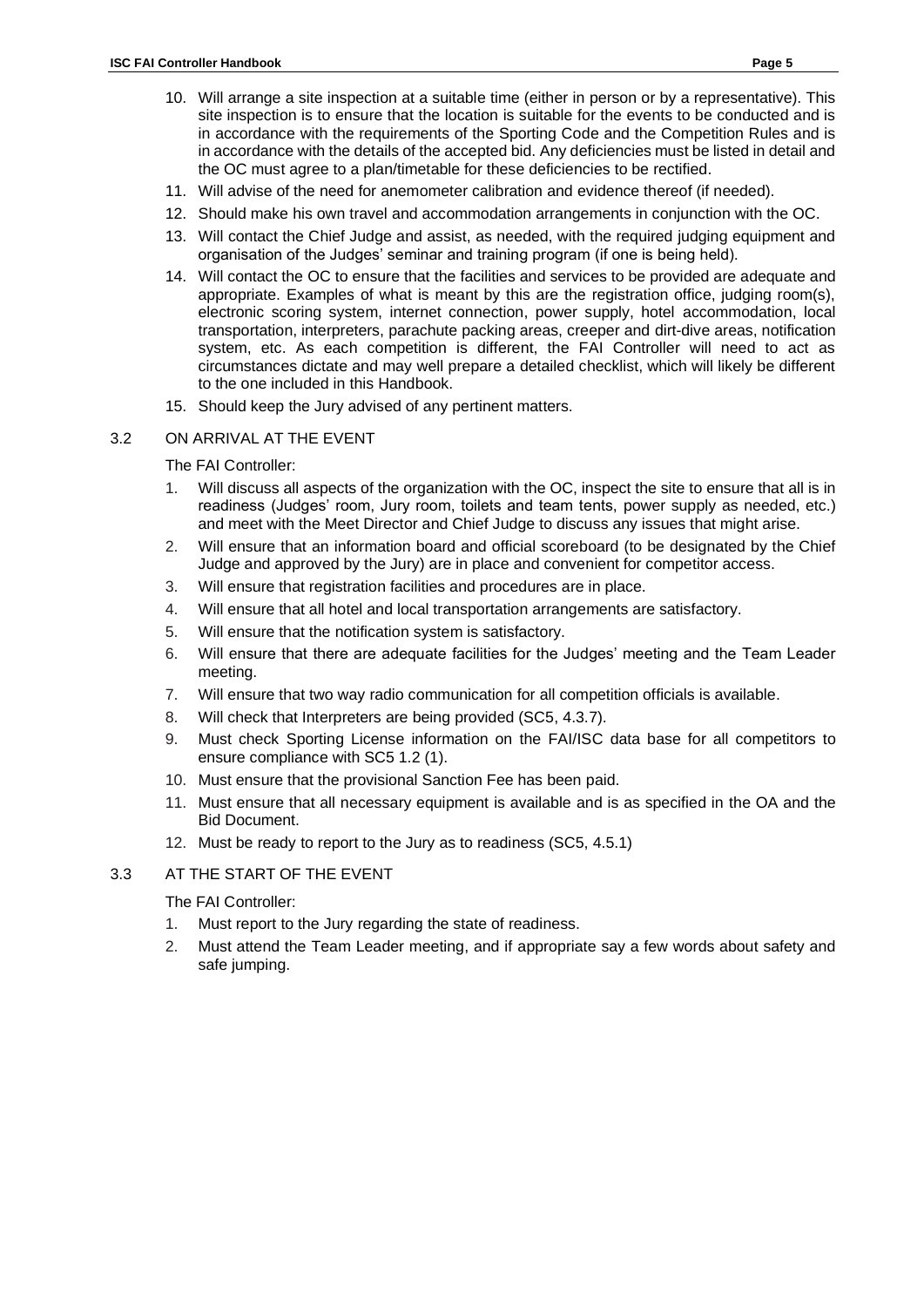10. Will arrange a site inspection at a suitable time (either in person or by a representative). This site inspection is to ensure that the location is suitable for the events to be conducted and is in accordance with the requirements of the Sporting Code and the Competition Rules and is in accordance with the details of the accepted bid. Any deficiencies must be listed in detail and the OC must agree to a plan/timetable for these deficiencies to be rectified.
11. Will advise of the need for anemometer calibration and evidence thereof (if needed).
12. Should make his own travel and accommodation arrangements in conjunction with the OC.
13. Will contact the Chief Judge and assist, as needed, with the required judging equipment and organisation of the Judges' seminar and training program (if one is being held).
14. Will contact the OC to ensure that the facilities and services to be provided are adequate and appropriate. Examples of what is meant by this are the registration office, judging room(s), electronic scoring system, internet connection, power supply, hotel accommodation, local transportation, interpreters, parachute packing areas, creeper and dirt-dive areas, notification system, etc. As each competition is different, the FAI Controller will need to act as circumstances dictate and may well prepare a detailed checklist, which will likely be different to the one included in this Handbook.
15. Should keep the Jury advised of any pertinent matters.

## 3.2 ON ARRIVAL AT THE EVENT

The FAI Controller:

1. Will discuss all aspects of the organization with the OC, inspect the site to ensure that all is in readiness (Judges' room, Jury room, toilets and team tents, power supply as needed, etc.) and meet with the Meet Director and Chief Judge to discuss any issues that might arise.
2. Will ensure that an information board and official scoreboard (to be designated by the Chief Judge and approved by the Jury) are in place and convenient for competitor access.
3. Will ensure that registration facilities and procedures are in place.
4. Will ensure that all hotel and local transportation arrangements are satisfactory.
5. Will ensure that the notification system is satisfactory.
6. Will ensure that there are adequate facilities for the Judges' meeting and the Team Leader meeting.
7. Will ensure that two way radio communication for all competition officials is available.
8. Will check that Interpreters are being provided (SC5, 4.3.7).
9. Must check Sporting License information on the FAI/ISC data base for all competitors to ensure compliance with SC5 1.2 (1).
10. Must ensure that the provisional Sanction Fee has been paid.
11. Must ensure that all necessary equipment is available and is as specified in the OA and the Bid Document.
12. Must be ready to report to the Jury as to readiness (SC5, 4.5.1)

## 3.3 AT THE START OF THE EVENT

The FAI Controller:

1. Must report to the Jury regarding the state of readiness.
2. Must attend the Team Leader meeting, and if appropriate say a few words about safety and safe jumping.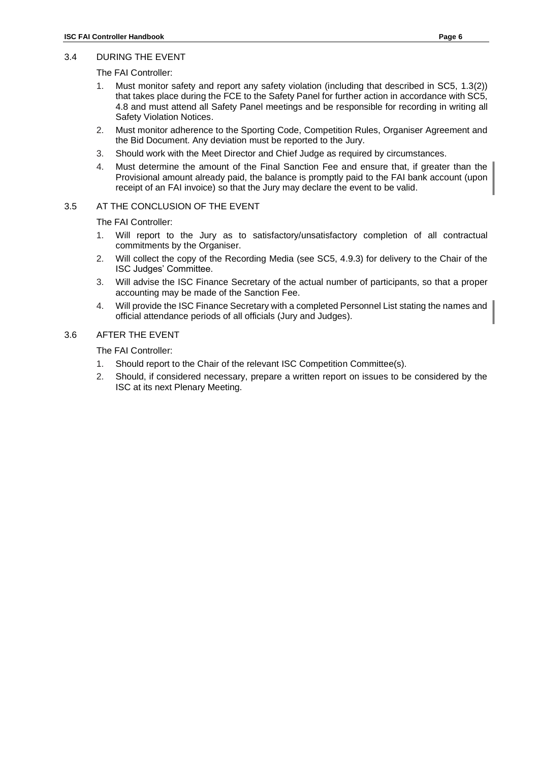## 3.4 DURING THE EVENT

The FAI Controller:

1. Must monitor safety and report any safety violation (including that described in SC5, 1.3(2)) that takes place during the FCE to the Safety Panel for further action in accordance with SC5, 4.8 and must attend all Safety Panel meetings and be responsible for recording in writing all Safety Violation Notices.
2. Must monitor adherence to the Sporting Code, Competition Rules, Organiser Agreement and the Bid Document. Any deviation must be reported to the Jury.
3. Should work with the Meet Director and Chief Judge as required by circumstances.
4. Must determine the amount of the Final Sanction Fee and ensure that, if greater than the Provisional amount already paid, the balance is promptly paid to the FAI bank account (upon receipt of an FAI invoice) so that the Jury may declare the event to be valid.

## 3.5 AT THE CONCLUSION OF THE EVENT

The FAI Controller:

1. Will report to the Jury as to satisfactory/unsatisfactory completion of all contractual commitments by the Organiser.
2. Will collect the copy of the Recording Media (see SC5, 4.9.3) for delivery to the Chair of the ISC Judges' Committee.
3. Will advise the ISC Finance Secretary of the actual number of participants, so that a proper accounting may be made of the Sanction Fee.
4. Will provide the ISC Finance Secretary with a completed Personnel List stating the names and official attendance periods of all officials (Jury and Judges).

## 3.6 AFTER THE EVENT

The FAI Controller:

1. Should report to the Chair of the relevant ISC Competition Committee(s).
2. Should, if considered necessary, prepare a written report on issues to be considered by the ISC at its next Plenary Meeting.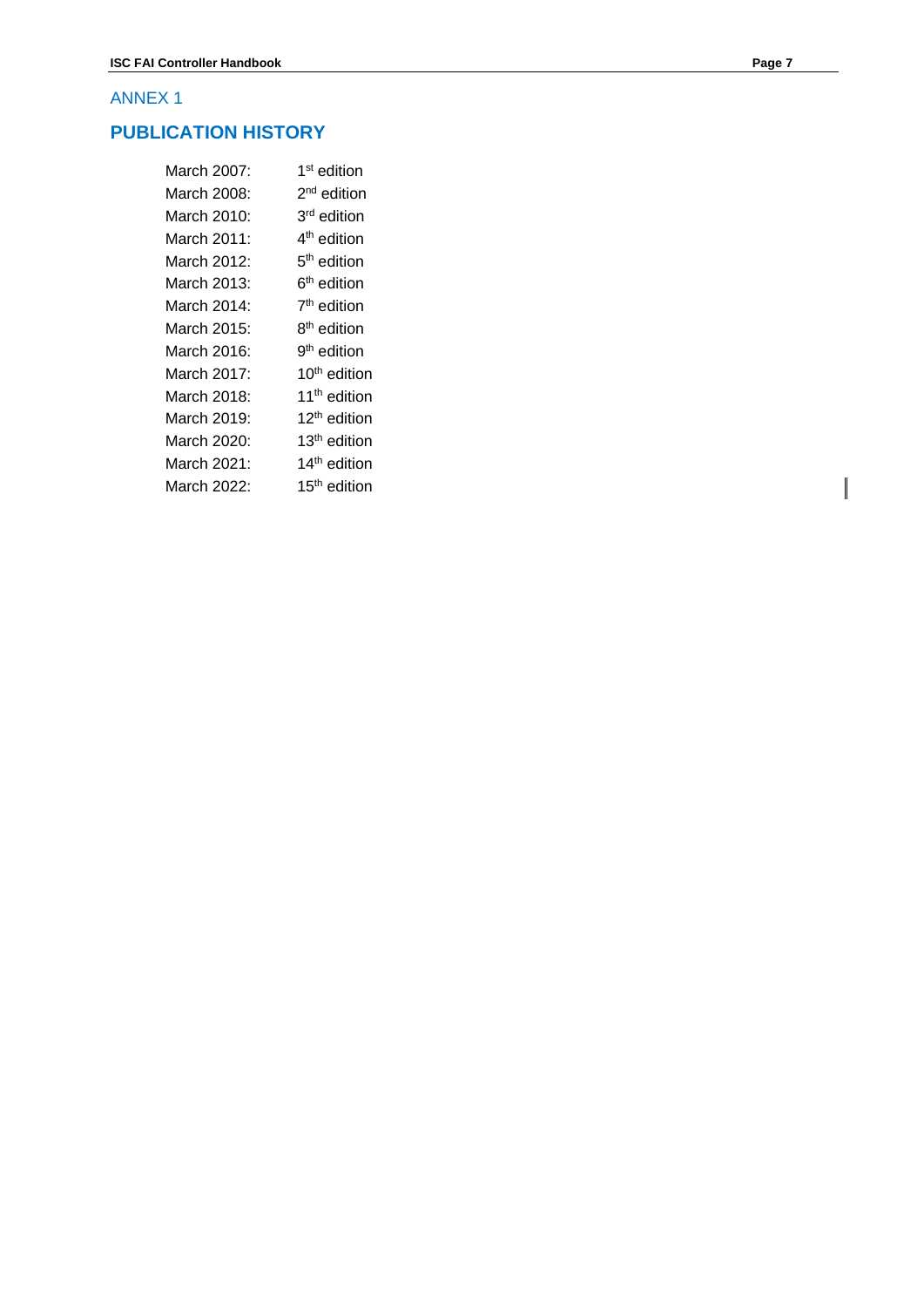ANNEX 1

## PUBLICATION HISTORY

| | |
|---|---|
| March 2007: | 1st edition |
| March 2008: | 2nd edition |
| March 2010: | 3rd edition |
| March 2011: | 4th edition |
| March 2012: | 5th edition |
| March 2013: | 6th edition |
| March 2014: | 7th edition |
| March 2015: | 8th edition |
| March 2016: | 9th edition |
| March 2017: | 10th edition |
| March 2018: | 11th edition |
| March 2019: | 12th edition |
| March 2020: | 13th edition |
| March 2021: | 14th edition |
| March 2022: | 15th edition |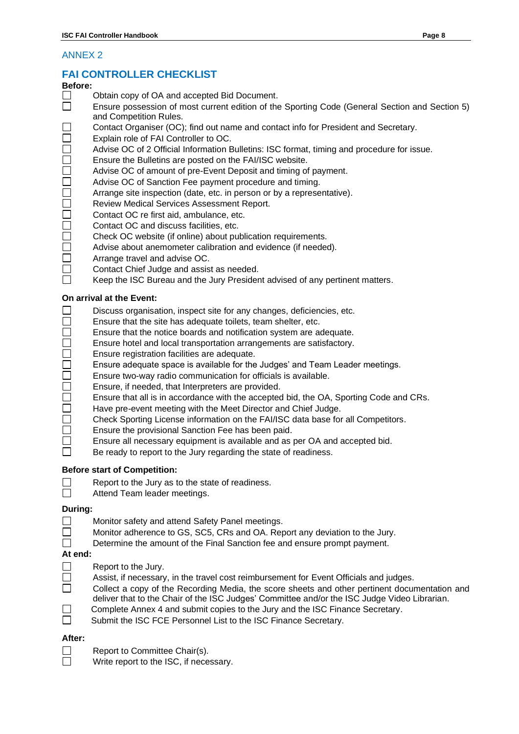ANNEX 2

## FAI CONTROLLER CHECKLIST

**Before:**

- [ ] Obtain copy of OA and accepted Bid Document.
- [ ] Ensure possession of most current edition of the Sporting Code (General Section and Section 5) and Competition Rules.
- [ ] Contact Organiser (OC); find out name and contact info for President and Secretary.
- [ ] Explain role of FAI Controller to OC.
- [ ] Advise OC of 2 Official Information Bulletins: ISC format, timing and procedure for issue.
- [ ] Ensure the Bulletins are posted on the FAI/ISC website.
- [ ] Advise OC of amount of pre-Event Deposit and timing of payment.
- [ ] Advise OC of Sanction Fee payment procedure and timing.
- [ ] Arrange site inspection (date, etc. in person or by a representative).
- [ ] Review Medical Services Assessment Report.
- [ ] Contact OC re first aid, ambulance, etc.
- [ ] Contact OC and discuss facilities, etc.
- [ ] Check OC website (if online) about publication requirements.
- [ ] Advise about anemometer calibration and evidence (if needed).
- [ ] Arrange travel and advise OC.
- [ ] Contact Chief Judge and assist as needed.
- [ ] Keep the ISC Bureau and the Jury President advised of any pertinent matters.

**On arrival at the Event:**

- [ ] Discuss organisation, inspect site for any changes, deficiencies, etc.
- [ ] Ensure that the site has adequate toilets, team shelter, etc.
- [ ] Ensure that the notice boards and notification system are adequate.
- [ ] Ensure hotel and local transportation arrangements are satisfactory.
- [ ] Ensure registration facilities are adequate.
- [ ] Ensure adequate space is available for the Judges' and Team Leader meetings.
- [ ] Ensure two-way radio communication for officials is available.
- [ ] Ensure, if needed, that Interpreters are provided.
- [ ] Ensure that all is in accordance with the accepted bid, the OA, Sporting Code and CRs.
- [ ] Have pre-event meeting with the Meet Director and Chief Judge.
- [ ] Check Sporting License information on the FAI/ISC data base for all Competitors.
- [ ] Ensure the provisional Sanction Fee has been paid.
- [ ] Ensure all necessary equipment is available and as per OA and accepted bid.
- [ ] Be ready to report to the Jury regarding the state of readiness.

**Before start of Competition:**

- [ ] Report to the Jury as to the state of readiness.
- [ ] Attend Team leader meetings.

**During:**

- [ ] Monitor safety and attend Safety Panel meetings.
- [ ] Monitor adherence to GS, SC5, CRs and OA. Report any deviation to the Jury.
- [ ] Determine the amount of the Final Sanction fee and ensure prompt payment.

**At end:**

- [ ] Report to the Jury.
- [ ] Assist, if necessary, in the travel cost reimbursement for Event Officials and judges.
- [ ] Collect a copy of the Recording Media, the score sheets and other pertinent documentation and deliver that to the Chair of the ISC Judges' Committee and/or the ISC Judge Video Librarian.
- [ ] Complete Annex 4 and submit copies to the Jury and the ISC Finance Secretary.
- [ ] Submit the ISC FCE Personnel List to the ISC Finance Secretary.

**After:**

- [ ] Report to Committee Chair(s).
- [ ] Write report to the ISC, if necessary.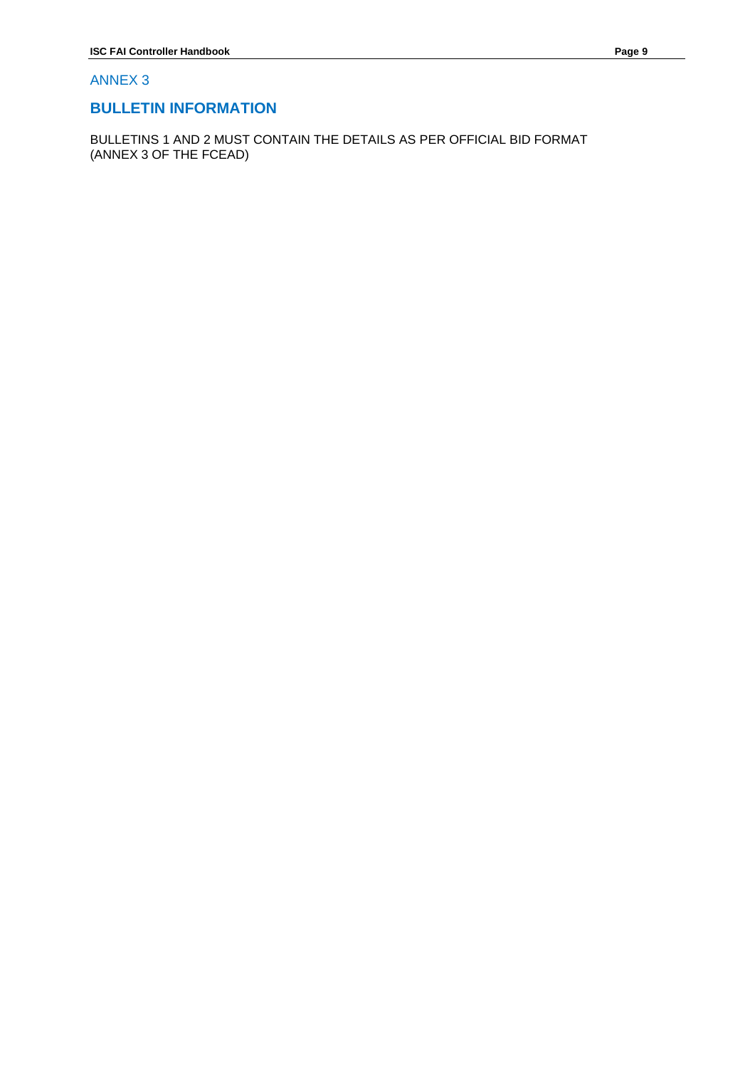## ANNEX 3

# BULLETIN INFORMATION

BULLETINS 1 AND 2 MUST CONTAIN THE DETAILS AS PER OFFICIAL BID FORMAT (ANNEX 3 OF THE FCEAD)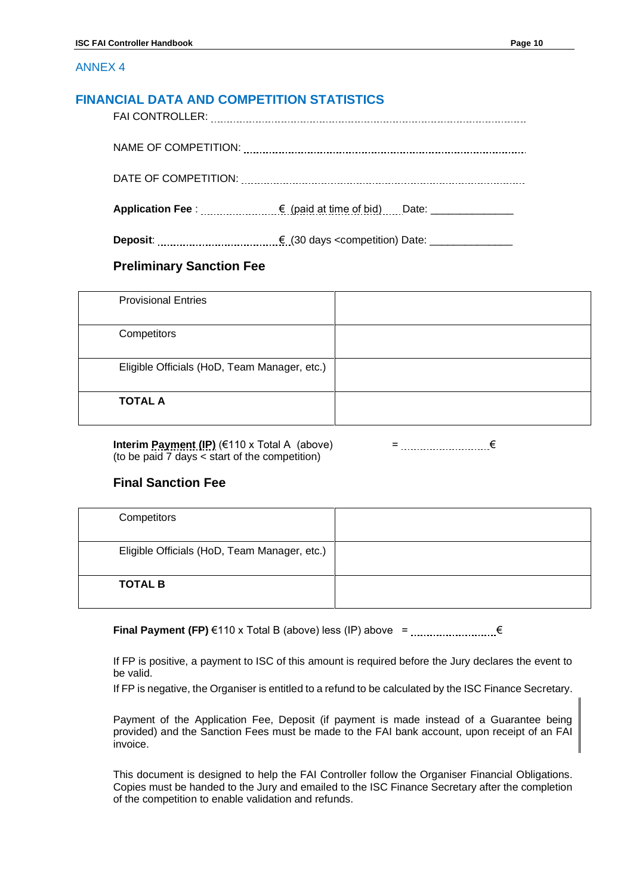ANNEX 4

## FINANCIAL DATA AND COMPETITION STATISTICS

FAI CONTROLLER: ..............................................................................................

NAME OF COMPETITION: ..............................................................................

DATE OF COMPETITION: ...............................................................................

**Application Fee** : ........................€ (paid at time of bid) Date: ______________

**Deposit**: ..................................€ (30 days <competition) Date: ______________

### Preliminary Sanction Fee

| | |
|---|---|
| Provisional Entries | |
| Competitors | |
| Eligible Officials (HoD, Team Manager, etc.) | |
| **TOTAL A** | |

**Interim Payment (IP)** (€110 x Total A (above) = ...........................€
(to be paid 7 days < start of the competition)

### Final Sanction Fee

| | |
|---|---|
| Competitors | |
| Eligible Officials (HoD, Team Manager, etc.) | |
| **TOTAL B** | |

**Final Payment (FP)** €110 x Total B (above) less (IP) above = ..........................€

If FP is positive, a payment to ISC of this amount is required before the Jury declares the event to be valid.

If FP is negative, the Organiser is entitled to a refund to be calculated by the ISC Finance Secretary.

Payment of the Application Fee, Deposit (if payment is made instead of a Guarantee being provided) and the Sanction Fees must be made to the FAI bank account, upon receipt of an FAI invoice.

This document is designed to help the FAI Controller follow the Organiser Financial Obligations. Copies must be handed to the Jury and emailed to the ISC Finance Secretary after the completion of the competition to enable validation and refunds.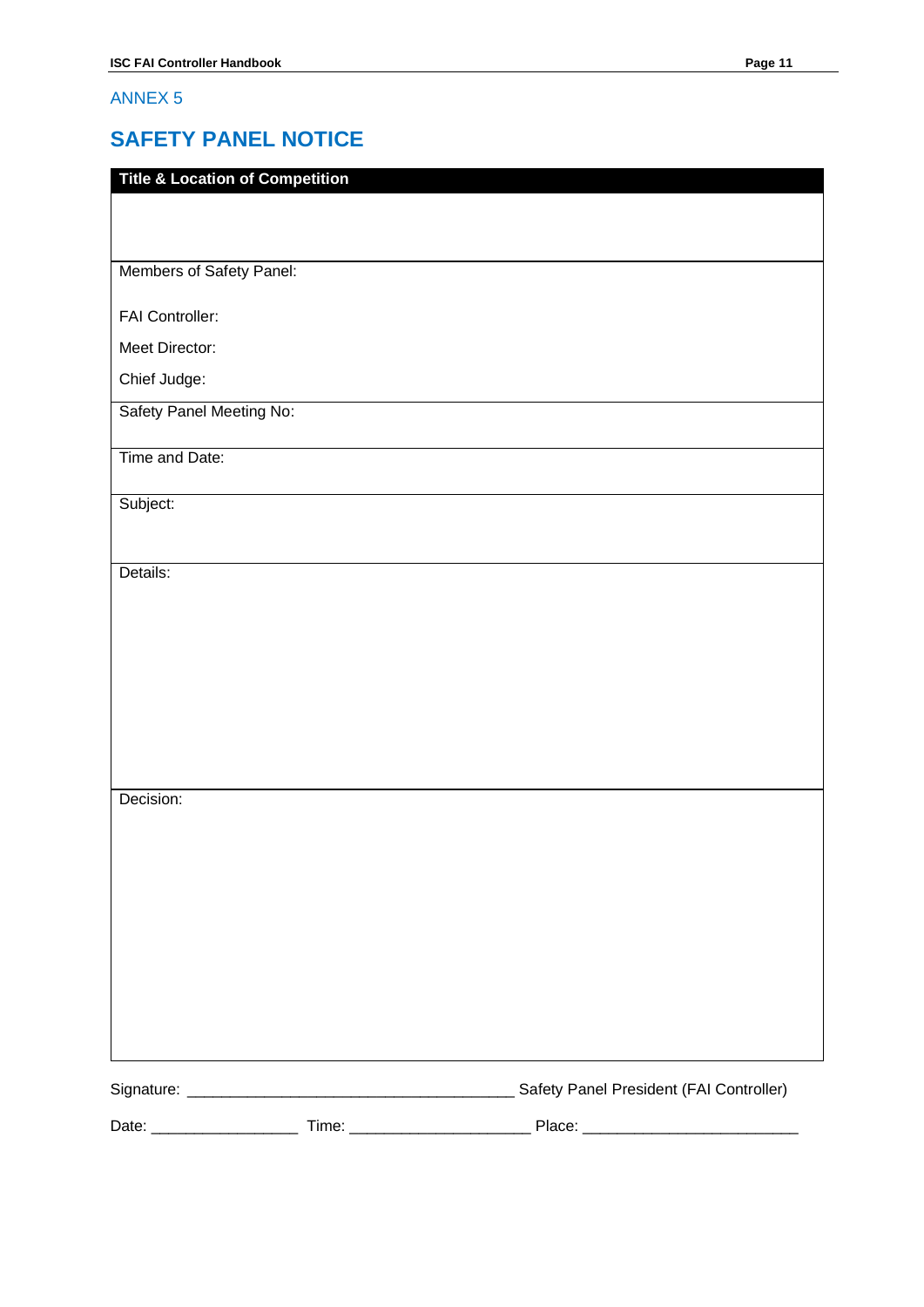ANNEX 5

## SAFETY PANEL NOTICE

| Title & Location of Competition |
|---|
| |
| Members of Safety Panel:<br><br>FAI Controller:<br>Meet Director:<br>Chief Judge: |
| Safety Panel Meeting No: |
| Time and Date: |
| Subject: |
| Details: |
| Decision: |

Signature: ______________________________________ Safety Panel President (FAI Controller)

Date: _________________ Time: _____________________ Place: _________________________